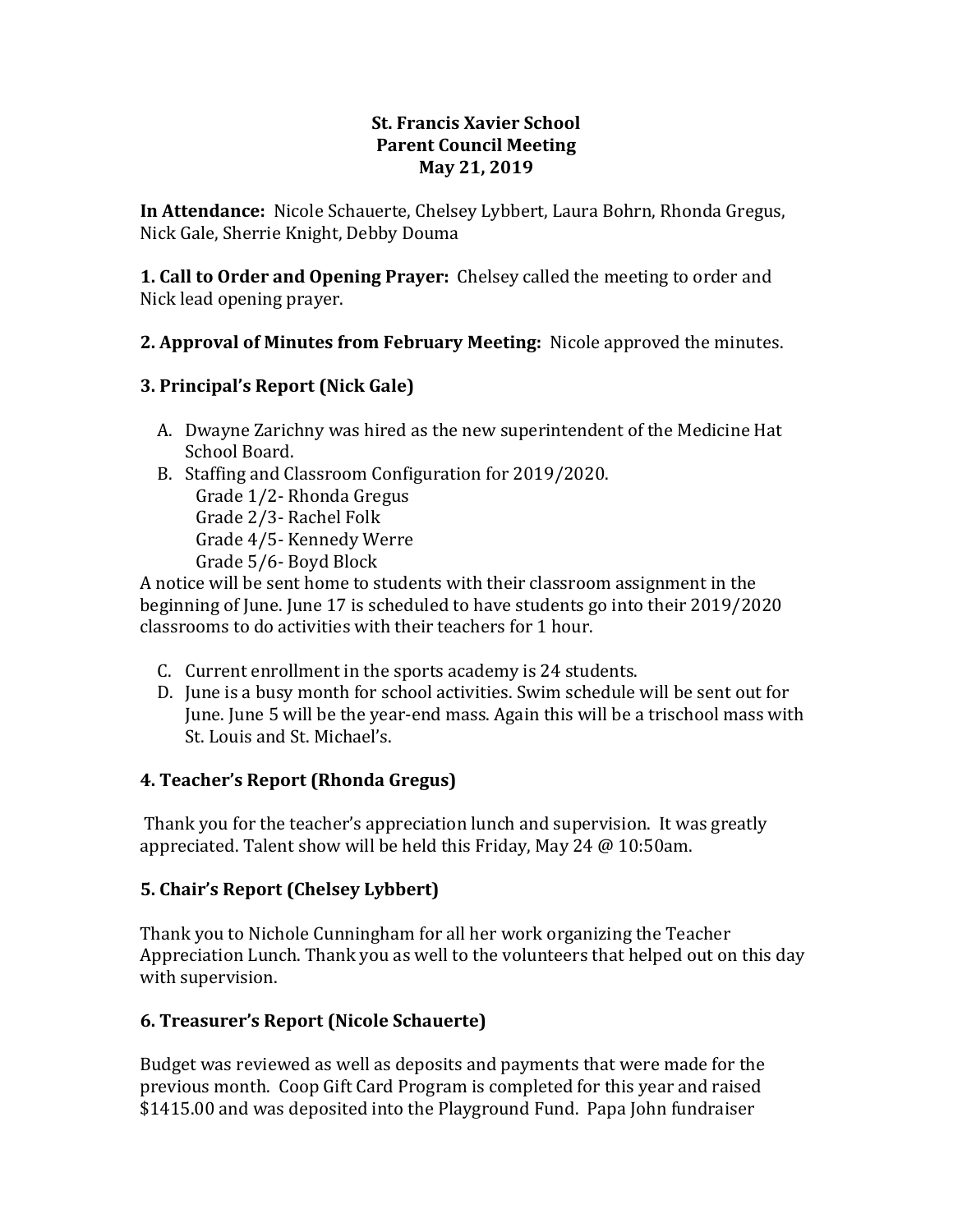# St. Francis Xavier School
## Parent Council Meeting
### May 21, 2019

**In Attendance:** Nicole Schauerte, Chelsey Lybbert, Laura Bohrn, Rhonda Gregus, Nick Gale, Sherrie Knight, Debby Douma

**1. Call to Order and Opening Prayer:** Chelsey called the meeting to order and Nick lead opening prayer.

**2. Approval of Minutes from February Meeting:** Nicole approved the minutes.

## 3. Principal's Report (Nick Gale)

A. Dwayne Zarichny was hired as the new superintendent of the Medicine Hat School Board.

B. Staffing and Classroom Configuration for 2019/2020.
   - Grade 1/2- Rhonda Gregus
   - Grade 2/3- Rachel Folk
   - Grade 4/5- Kennedy Werre
   - Grade 5/6- Boyd Block

A notice will be sent home to students with their classroom assignment in the beginning of June. June 17 is scheduled to have students go into their 2019/2020 classrooms to do activities with their teachers for 1 hour.

C. Current enrollment in the sports academy is 24 students.

D. June is a busy month for school activities. Swim schedule will be sent out for June. June 5 will be the year-end mass. Again this will be a trischool mass with St. Louis and St. Michael's.

## 4. Teacher's Report (Rhonda Gregus)

Thank you for the teacher's appreciation lunch and supervision. It was greatly appreciated. Talent show will be held this Friday, May 24 @ 10:50am.

## 5. Chair's Report (Chelsey Lybbert)

Thank you to Nichole Cunningham for all her work organizing the Teacher Appreciation Lunch. Thank you as well to the volunteers that helped out on this day with supervision.

## 6. Treasurer's Report (Nicole Schauerte)

Budget was reviewed as well as deposits and payments that were made for the previous month. Coop Gift Card Program is completed for this year and raised $1415.00 and was deposited into the Playground Fund. Papa John fundraiser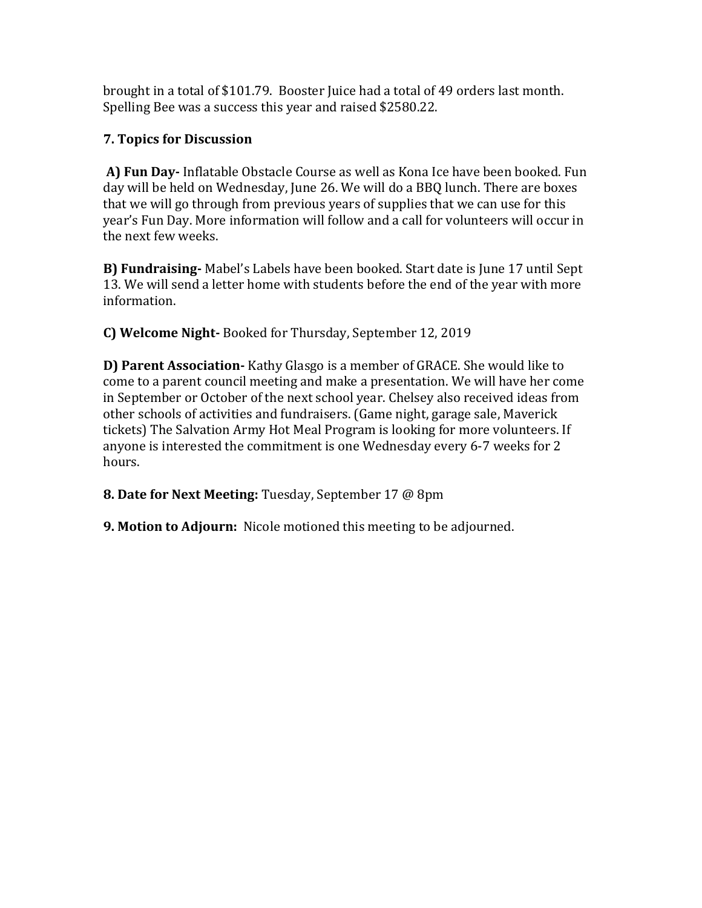brought in a total of $101.79. Booster Juice had a total of 49 orders last month. Spelling Bee was a success this year and raised $2580.22.

**7. Topics for Discussion**

**A) Fun Day-** Inflatable Obstacle Course as well as Kona Ice have been booked. Fun day will be held on Wednesday, June 26. We will do a BBQ lunch. There are boxes that we will go through from previous years of supplies that we can use for this year's Fun Day. More information will follow and a call for volunteers will occur in the next few weeks.

**B) Fundraising-** Mabel's Labels have been booked. Start date is June 17 until Sept 13. We will send a letter home with students before the end of the year with more information.

**C) Welcome Night-** Booked for Thursday, September 12, 2019

**D) Parent Association-** Kathy Glasgo is a member of GRACE. She would like to come to a parent council meeting and make a presentation. We will have her come in September or October of the next school year. Chelsey also received ideas from other schools of activities and fundraisers. (Game night, garage sale, Maverick tickets) The Salvation Army Hot Meal Program is looking for more volunteers. If anyone is interested the commitment is one Wednesday every 6-7 weeks for 2 hours.

**8. Date for Next Meeting:** Tuesday, September 17 @ 8pm

**9. Motion to Adjourn:** Nicole motioned this meeting to be adjourned.